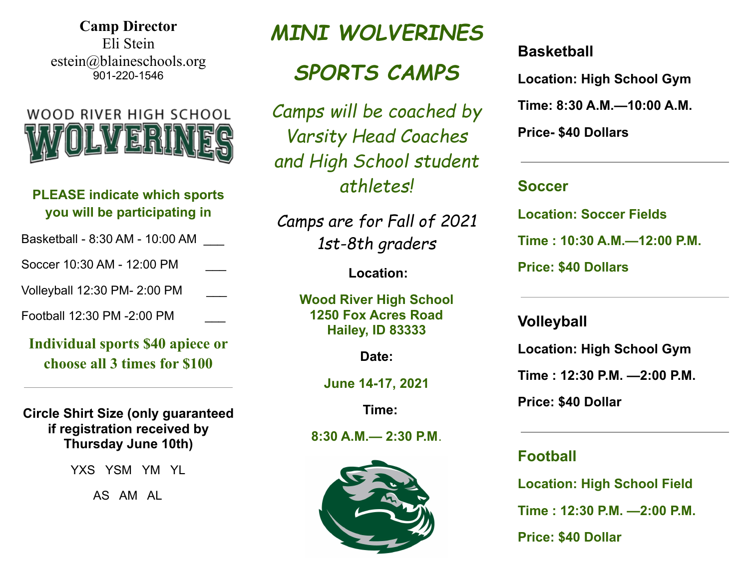**Camp Director**
Eli Stein
estein@blaineschools.org
901-220-1546

WOOD RIVER HIGH SCHOOL
WOLVERINES

**PLEASE indicate which sports you will be participating in**

Basketball - 8:30 AM - 10:00 AM ___

Soccer 10:30 AM - 12:00 PM ___

Volleyball 12:30 PM- 2:00 PM ___

Football 12:30 PM -2:00 PM ___

**Individual sports $40 apiece or choose all 3 times for $100**

---

**Circle Shirt Size (only guaranteed if registration received by Thursday June 10th)**

YXS YSM YM YL

AS AM AL

# MINI WOLVERINES

# SPORTS CAMPS

*Camps will be coached by Varsity Head Coaches and High School student athletes!*

*Camps are for Fall of 2021 1st-8th graders*

**Location:**

**Wood River High School**
**1250 Fox Acres Road**
**Hailey, ID 83333**

**Date:**

**June 14-17, 2021**

**Time:**

**8:30 A.M.— 2:30 P.M.**

## Basketball

**Location: High School Gym**

**Time: 8:30 A.M.—10:00 A.M.**

**Price- $40 Dollars**

---

## Soccer

**Location: Soccer Fields**

**Time : 10:30 A.M.—12:00 P.M.**

**Price: $40 Dollars**

---

## Volleyball

**Location: High School Gym**

**Time : 12:30 P.M. —2:00 P.M.**

**Price: $40 Dollar**

---

## Football

**Location: High School Field**

**Time : 12:30 P.M. —2:00 P.M.**

**Price: $40 Dollar**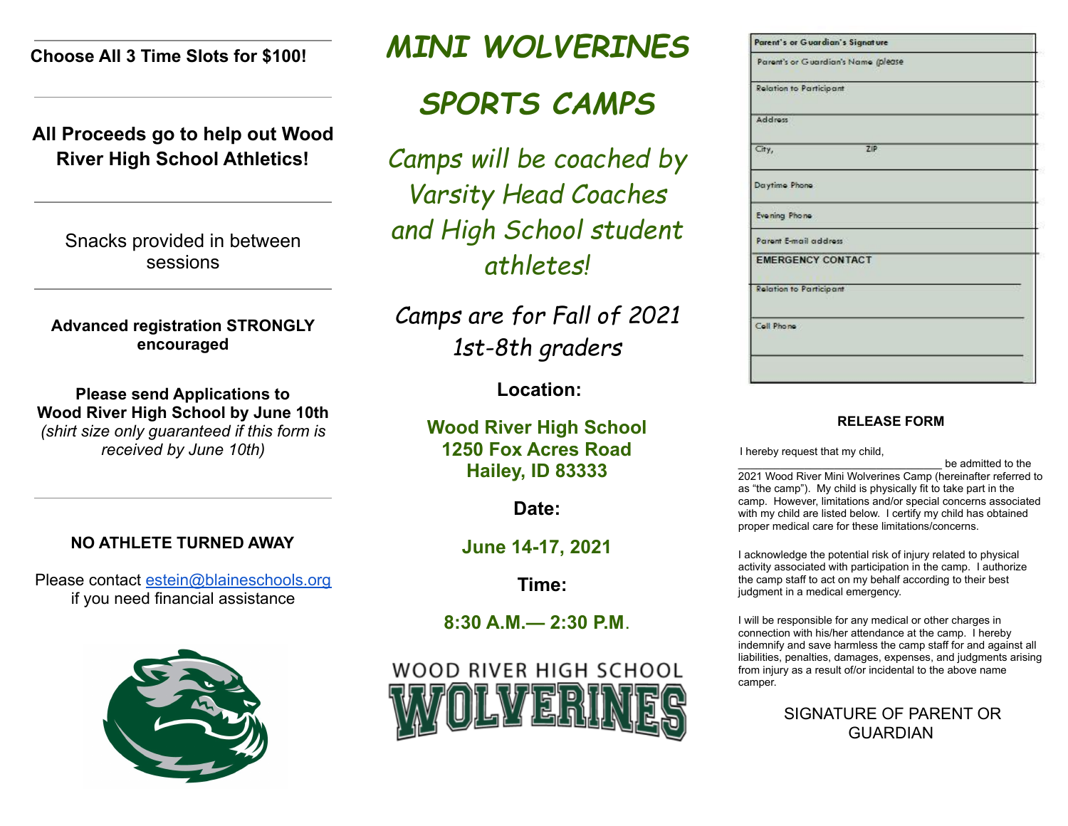**Choose All 3 Time Slots for $100!**

---

**All Proceeds go to help out Wood River High School Athletics!**

---

Snacks provided in between sessions

---

**Advanced registration STRONGLY encouraged**

**Please send Applications to Wood River High School by June 10th**
*(shirt size only guaranteed if this form is received by June 10th)*

---

**NO ATHLETE TURNED AWAY**

Please contact estein@blaineschools.org if you need financial assistance

# *MINI WOLVERINES*

# *SPORTS CAMPS*

*Camps will be coached by Varsity Head Coaches and High School student athletes!*

*Camps are for Fall of 2021*
*1st-8th graders*

**Location:**

**Wood River High School**
**1250 Fox Acres Road**
**Hailey, ID 83333**

**Date:**

**June 14-17, 2021**

**Time:**

**8:30 A.M.— 2:30 P.M.**

WOOD RIVER HIGH SCHOOL
WOLVERINES

| Parent's or Guardian's Signature |
|---|
| Parent's or Guardian's Name (please |
| Relation to Participant |
| Address |
| City, ZIP |
| Daytime Phone |
| Evening Phone |
| Parent E-mail address |
| EMERGENCY CONTACT |
| Relation to Participant |
| Cell Phone |
| |

**RELEASE FORM**

I hereby request that my child, ________________________________ be admitted to the 2021 Wood River Mini Wolverines Camp (hereinafter referred to as "the camp"). My child is physically fit to take part in the camp. However, limitations and/or special concerns associated with my child are listed below. I certify my child has obtained proper medical care for these limitations/concerns.

I acknowledge the potential risk of injury related to physical activity associated with participation in the camp. I authorize the camp staff to act on my behalf according to their best judgment in a medical emergency.

I will be responsible for any medical or other charges in connection with his/her attendance at the camp. I hereby indemnify and save harmless the camp staff for and against all liabilities, penalties, damages, expenses, and judgments arising from injury as a result of/or incidental to the above name camper.

SIGNATURE OF PARENT OR GUARDIAN